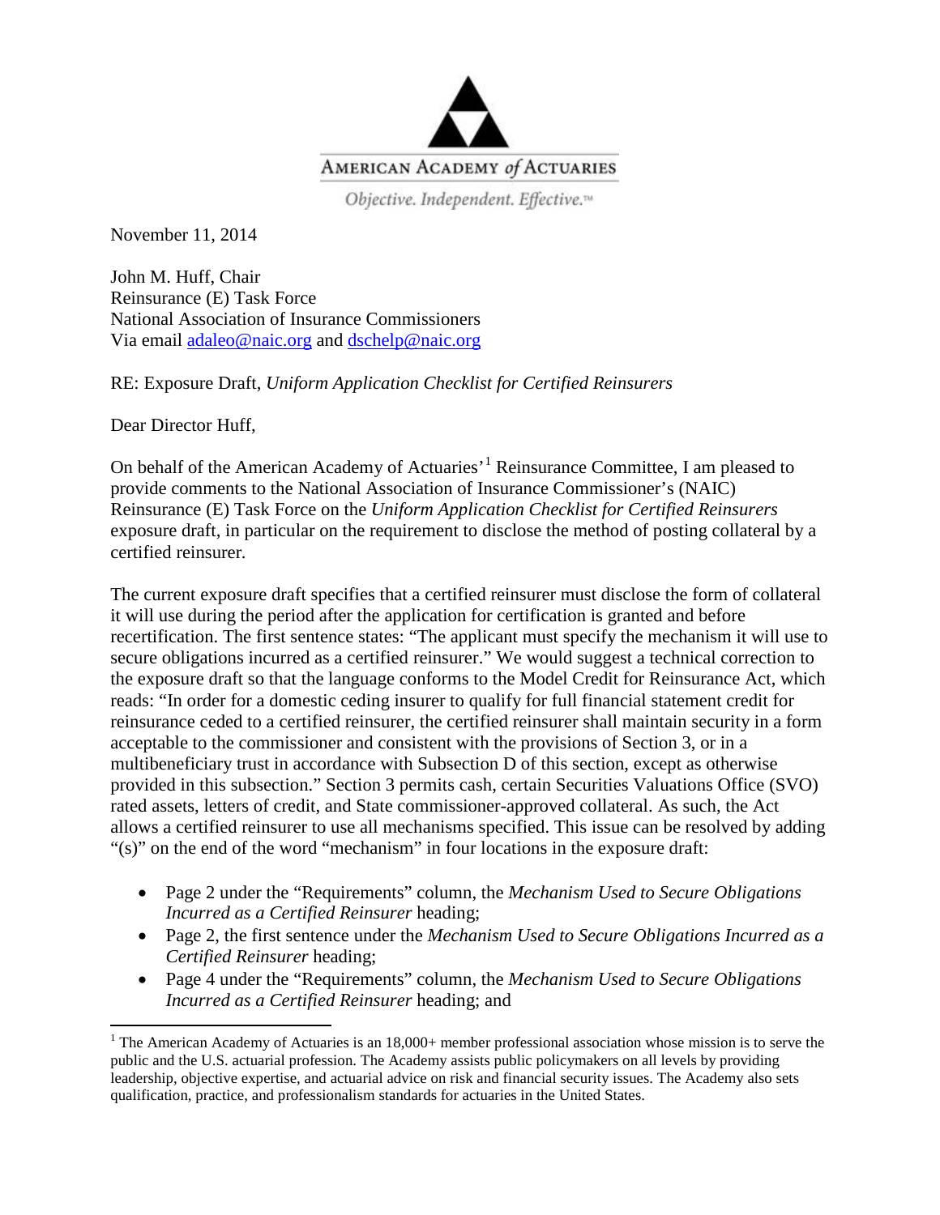AMERICAN ACADEMY *of* ACTUARIES

*Objective. Independent. Effective.*™

November 11, 2014

John M. Huff, Chair
Reinsurance (E) Task Force
National Association of Insurance Commissioners
Via email adaleo@naic.org and dschelp@naic.org

RE: Exposure Draft, *Uniform Application Checklist for Certified Reinsurers*

Dear Director Huff,

On behalf of the American Academy of Actuaries'[1] Reinsurance Committee, I am pleased to provide comments to the National Association of Insurance Commissioner's (NAIC) Reinsurance (E) Task Force on the *Uniform Application Checklist for Certified Reinsurers* exposure draft, in particular on the requirement to disclose the method of posting collateral by a certified reinsurer.

The current exposure draft specifies that a certified reinsurer must disclose the form of collateral it will use during the period after the application for certification is granted and before recertification. The first sentence states: "The applicant must specify the mechanism it will use to secure obligations incurred as a certified reinsurer." We would suggest a technical correction to the exposure draft so that the language conforms to the Model Credit for Reinsurance Act, which reads: "In order for a domestic ceding insurer to qualify for full financial statement credit for reinsurance ceded to a certified reinsurer, the certified reinsurer shall maintain security in a form acceptable to the commissioner and consistent with the provisions of Section 3, or in a multibeneficiary trust in accordance with Subsection D of this section, except as otherwise provided in this subsection." Section 3 permits cash, certain Securities Valuations Office (SVO) rated assets, letters of credit, and State commissioner-approved collateral. As such, the Act allows a certified reinsurer to use all mechanisms specified. This issue can be resolved by adding "(s)" on the end of the word "mechanism" in four locations in the exposure draft:

- Page 2 under the "Requirements" column, the *Mechanism Used to Secure Obligations Incurred as a Certified Reinsurer* heading;
- Page 2, the first sentence under the *Mechanism Used to Secure Obligations Incurred as a Certified Reinsurer* heading;
- Page 4 under the "Requirements" column, the *Mechanism Used to Secure Obligations Incurred as a Certified Reinsurer* heading; and

[1] The American Academy of Actuaries is an 18,000+ member professional association whose mission is to serve the public and the U.S. actuarial profession. The Academy assists public policymakers on all levels by providing leadership, objective expertise, and actuarial advice on risk and financial security issues. The Academy also sets qualification, practice, and professionalism standards for actuaries in the United States.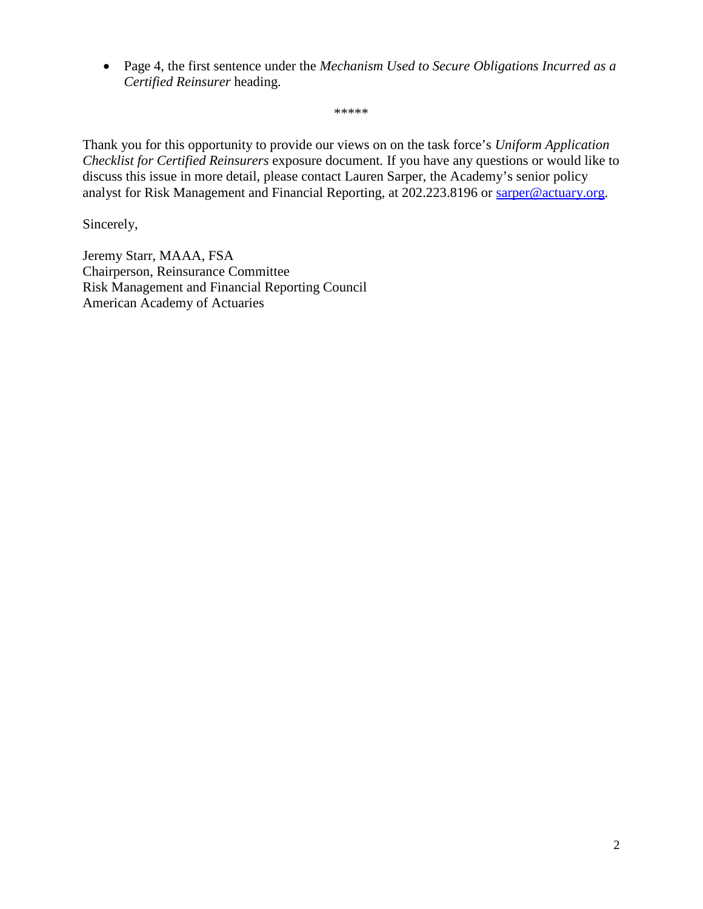- Page 4, the first sentence under the *Mechanism Used to Secure Obligations Incurred as a Certified Reinsurer* heading.

*****

Thank you for this opportunity to provide our views on on the task force's *Uniform Application Checklist for Certified Reinsurers* exposure document. If you have any questions or would like to discuss this issue in more detail, please contact Lauren Sarper, the Academy's senior policy analyst for Risk Management and Financial Reporting, at 202.223.8196 or [sarper@actuary.org](mailto:sarper@actuary.org).

Sincerely,

Jeremy Starr, MAAA, FSA
Chairperson, Reinsurance Committee
Risk Management and Financial Reporting Council
American Academy of Actuaries